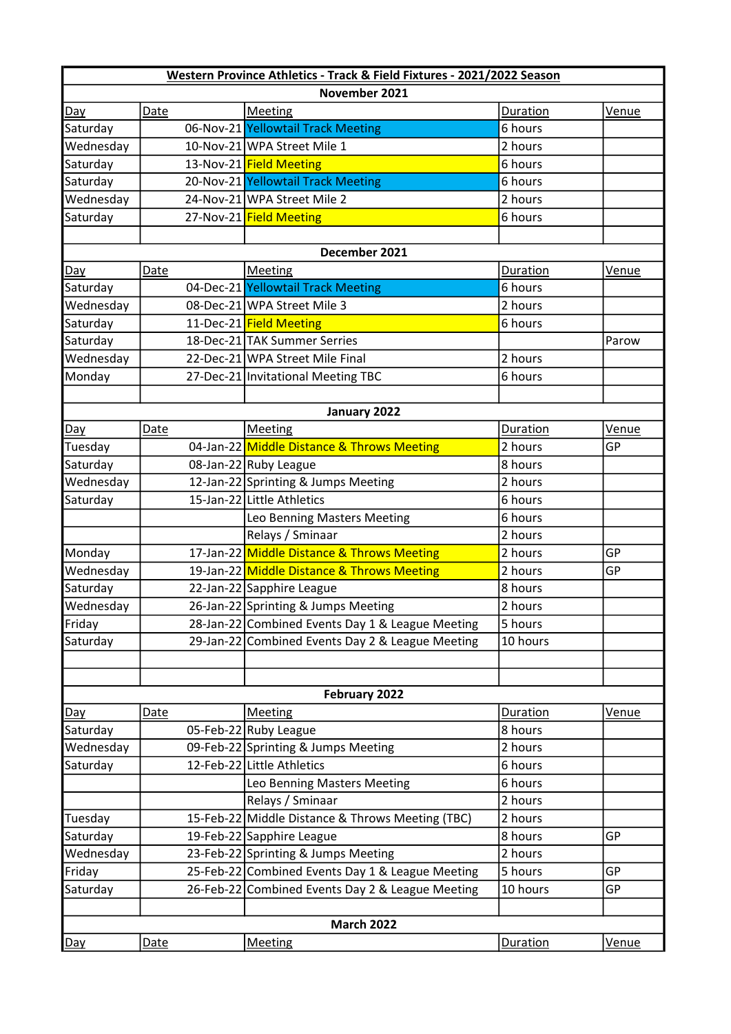# Western Province Athletics - Track & Field Fixtures - 2021/2022 Season

## November 2021

| Day | Date | Meeting | Duration | Venue |
|---|---|---|---|---|
| Saturday | 06-Nov-21 | Yellowtail Track Meeting | 6 hours | |
| Wednesday | 10-Nov-21 | WPA Street Mile 1 | 2 hours | |
| Saturday | 13-Nov-21 | Field Meeting | 6 hours | |
| Saturday | 20-Nov-21 | Yellowtail Track Meeting | 6 hours | |
| Wednesday | 24-Nov-21 | WPA Street Mile 2 | 2 hours | |
| Saturday | 27-Nov-21 | Field Meeting | 6 hours | |

## December 2021

| Day | Date | Meeting | Duration | Venue |
|---|---|---|---|---|
| Saturday | 04-Dec-21 | Yellowtail Track Meeting | 6 hours | |
| Wednesday | 08-Dec-21 | WPA Street Mile 3 | 2 hours | |
| Saturday | 11-Dec-21 | Field Meeting | 6 hours | |
| Saturday | 18-Dec-21 | TAK Summer Serries | | Parow |
| Wednesday | 22-Dec-21 | WPA Street Mile Final | 2 hours | |
| Monday | 27-Dec-21 | Invitational Meeting TBC | 6 hours | |

## January 2022

| Day | Date | Meeting | Duration | Venue |
|---|---|---|---|---|
| Tuesday | 04-Jan-22 | Middle Distance & Throws Meeting | 2 hours | GP |
| Saturday | 08-Jan-22 | Ruby League | 8 hours | |
| Wednesday | 12-Jan-22 | Sprinting & Jumps Meeting | 2 hours | |
| Saturday | 15-Jan-22 | Little Athletics | 6 hours | |
| | | Leo Benning Masters Meeting | 6 hours | |
| | | Relays / Sminaar | 2 hours | |
| Monday | 17-Jan-22 | Middle Distance & Throws Meeting | 2 hours | GP |
| Wednesday | 19-Jan-22 | Middle Distance & Throws Meeting | 2 hours | GP |
| Saturday | 22-Jan-22 | Sapphire League | 8 hours | |
| Wednesday | 26-Jan-22 | Sprinting & Jumps Meeting | 2 hours | |
| Friday | 28-Jan-22 | Combined Events Day 1 & League Meeting | 5 hours | |
| Saturday | 29-Jan-22 | Combined Events Day 2 & League Meeting | 10 hours | |

## February 2022

| Day | Date | Meeting | Duration | Venue |
|---|---|---|---|---|
| Saturday | 05-Feb-22 | Ruby League | 8 hours | |
| Wednesday | 09-Feb-22 | Sprinting & Jumps Meeting | 2 hours | |
| Saturday | 12-Feb-22 | Little Athletics | 6 hours | |
| | | Leo Benning Masters Meeting | 6 hours | |
| | | Relays / Sminaar | 2 hours | |
| Tuesday | 15-Feb-22 | Middle Distance & Throws Meeting (TBC) | 2 hours | |
| Saturday | 19-Feb-22 | Sapphire League | 8 hours | GP |
| Wednesday | 23-Feb-22 | Sprinting & Jumps Meeting | 2 hours | |
| Friday | 25-Feb-22 | Combined Events Day 1 & League Meeting | 5 hours | GP |
| Saturday | 26-Feb-22 | Combined Events Day 2 & League Meeting | 10 hours | GP |

## March 2022

| Day | Date | Meeting | Duration | Venue |
|---|---|---|---|---|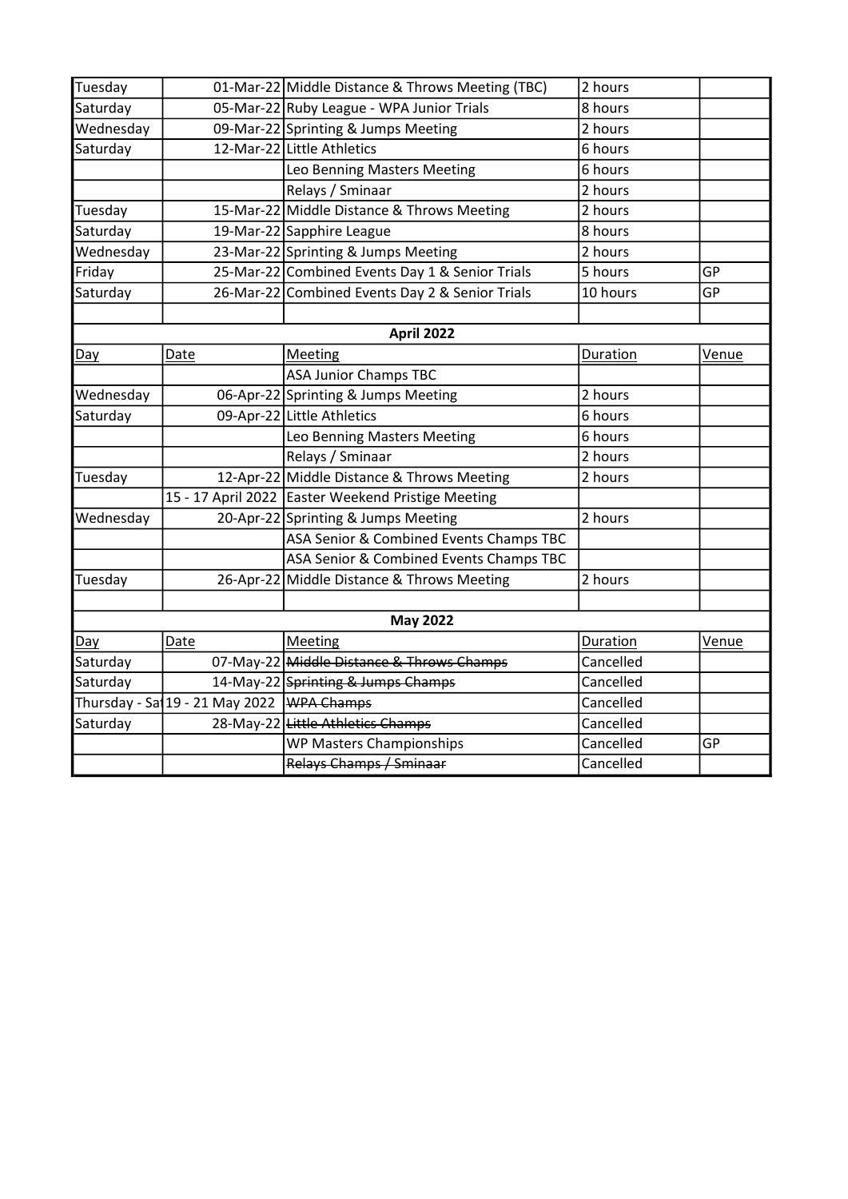| | | | | |
|---|---|---|---|---|
| Tuesday | 01-Mar-22 | Middle Distance & Throws Meeting (TBC) | 2 hours | |
| Saturday | 05-Mar-22 | Ruby League - WPA Junior Trials | 8 hours | |
| Wednesday | 09-Mar-22 | Sprinting & Jumps Meeting | 2 hours | |
| Saturday | 12-Mar-22 | Little Athletics | 6 hours | |
| | | Leo Benning Masters Meeting | 6 hours | |
| | | Relays / Sminaar | 2 hours | |
| Tuesday | 15-Mar-22 | Middle Distance & Throws Meeting | 2 hours | |
| Saturday | 19-Mar-22 | Sapphire League | 8 hours | |
| Wednesday | 23-Mar-22 | Sprinting & Jumps Meeting | 2 hours | |
| Friday | 25-Mar-22 | Combined Events Day 1 & Senior Trials | 5 hours | GP |
| Saturday | 26-Mar-22 | Combined Events Day 2 & Senior Trials | 10 hours | GP |
| | | | | |
| **April 2022** | | | | |
| Day | Date | Meeting | Duration | Venue |
| | | ASA Junior Champs TBC | | |
| Wednesday | 06-Apr-22 | Sprinting & Jumps Meeting | 2 hours | |
| Saturday | 09-Apr-22 | Little Athletics | 6 hours | |
| | | Leo Benning Masters Meeting | 6 hours | |
| | | Relays / Sminaar | 2 hours | |
| Tuesday | 12-Apr-22 | Middle Distance & Throws Meeting | 2 hours | |
| | 15 - 17 April 2022 | Easter Weekend Pristige Meeting | | |
| Wednesday | 20-Apr-22 | Sprinting & Jumps Meeting | 2 hours | |
| | | ASA Senior & Combined Events Champs TBC | | |
| | | ASA Senior & Combined Events Champs TBC | | |
| Tuesday | 26-Apr-22 | Middle Distance & Throws Meeting | 2 hours | |
| | | | | |
| **May 2022** | | | | |
| Day | Date | Meeting | Duration | Venue |
| Saturday | 07-May-22 | ~~Middle Distance & Throws Champs~~ | Cancelled | |
| Saturday | 14-May-22 | ~~Sprinting & Jumps Champs~~ | Cancelled | |
| Thursday - Sat | 19 - 21 May 2022 | ~~WPA Champs~~ | Cancelled | |
| Saturday | 28-May-22 | ~~Little Athletics Champs~~ | Cancelled | |
| | | WP Masters Championships | Cancelled | GP |
| | | ~~Relays Champs / Sminaar~~ | Cancelled | |